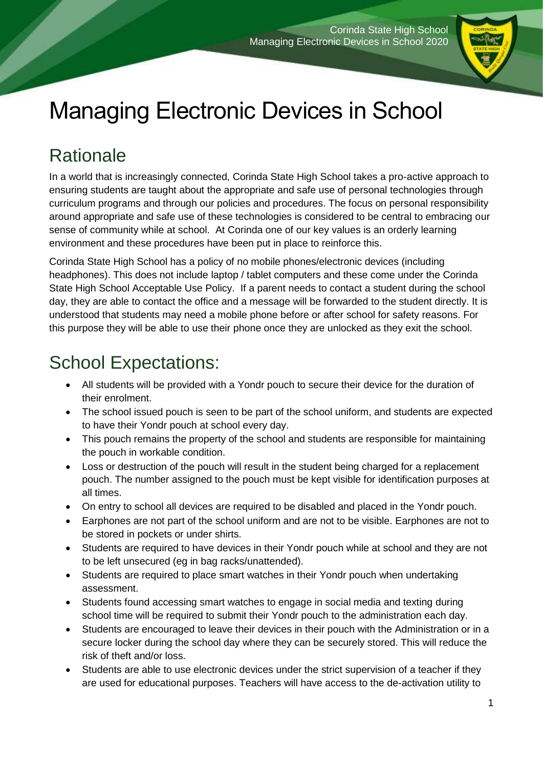# Managing Electronic Devices in School

## Rationale

In a world that is increasingly connected, Corinda State High School takes a pro-active approach to ensuring students are taught about the appropriate and safe use of personal technologies through curriculum programs and through our policies and procedures. The focus on personal responsibility around appropriate and safe use of these technologies is considered to be central to embracing our sense of community while at school. At Corinda one of our key values is an orderly learning environment and these procedures have been put in place to reinforce this.

Corinda State High School has a policy of no mobile phones/electronic devices (including headphones). This does not include laptop / tablet computers and these come under the Corinda State High School Acceptable Use Policy. If a parent needs to contact a student during the school day, they are able to contact the office and a message will be forwarded to the student directly. It is understood that students may need a mobile phone before or after school for safety reasons. For this purpose they will be able to use their phone once they are unlocked as they exit the school.

## School Expectations:

- All students will be provided with a Yondr pouch to secure their device for the duration of their enrolment.
- The school issued pouch is seen to be part of the school uniform, and students are expected to have their Yondr pouch at school every day.
- This pouch remains the property of the school and students are responsible for maintaining the pouch in workable condition.
- Loss or destruction of the pouch will result in the student being charged for a replacement pouch. The number assigned to the pouch must be kept visible for identification purposes at all times.
- On entry to school all devices are required to be disabled and placed in the Yondr pouch.
- Earphones are not part of the school uniform and are not to be visible. Earphones are not to be stored in pockets or under shirts.
- Students are required to have devices in their Yondr pouch while at school and they are not to be left unsecured (eg in bag racks/unattended).
- Students are required to place smart watches in their Yondr pouch when undertaking assessment.
- Students found accessing smart watches to engage in social media and texting during school time will be required to submit their Yondr pouch to the administration each day.
- Students are encouraged to leave their devices in their pouch with the Administration or in a secure locker during the school day where they can be securely stored. This will reduce the risk of theft and/or loss.
- Students are able to use electronic devices under the strict supervision of a teacher if they are used for educational purposes. Teachers will have access to the de-activation utility to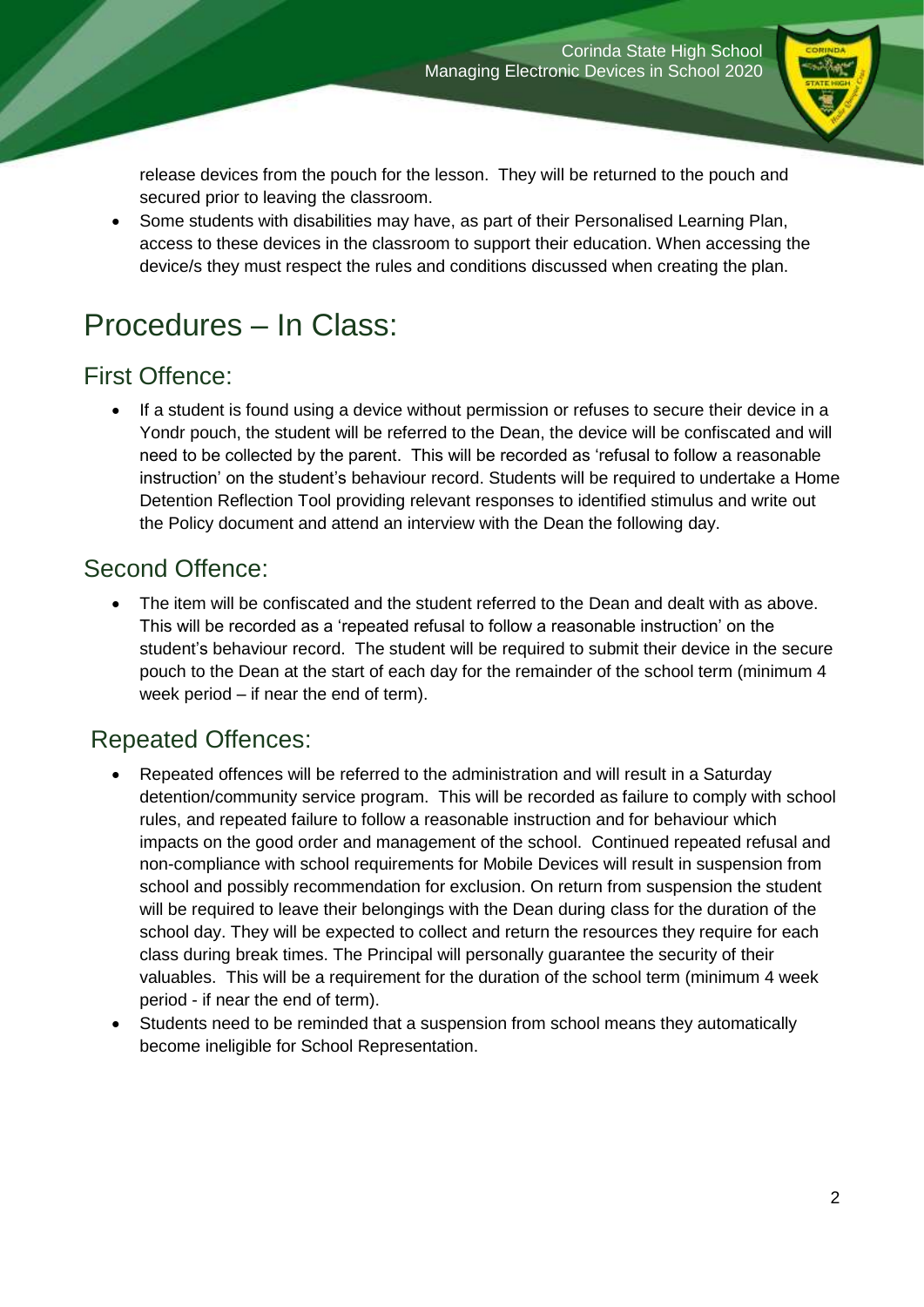release devices from the pouch for the lesson. They will be returned to the pouch and secured prior to leaving the classroom.

- Some students with disabilities may have, as part of their Personalised Learning Plan, access to these devices in the classroom to support their education. When accessing the device/s they must respect the rules and conditions discussed when creating the plan.

# Procedures – In Class:

## First Offence:

- If a student is found using a device without permission or refuses to secure their device in a Yondr pouch, the student will be referred to the Dean, the device will be confiscated and will need to be collected by the parent. This will be recorded as 'refusal to follow a reasonable instruction' on the student's behaviour record. Students will be required to undertake a Home Detention Reflection Tool providing relevant responses to identified stimulus and write out the Policy document and attend an interview with the Dean the following day.

## Second Offence:

- The item will be confiscated and the student referred to the Dean and dealt with as above. This will be recorded as a 'repeated refusal to follow a reasonable instruction' on the student's behaviour record. The student will be required to submit their device in the secure pouch to the Dean at the start of each day for the remainder of the school term (minimum 4 week period – if near the end of term).

## Repeated Offences:

- Repeated offences will be referred to the administration and will result in a Saturday detention/community service program. This will be recorded as failure to comply with school rules, and repeated failure to follow a reasonable instruction and for behaviour which impacts on the good order and management of the school. Continued repeated refusal and non-compliance with school requirements for Mobile Devices will result in suspension from school and possibly recommendation for exclusion. On return from suspension the student will be required to leave their belongings with the Dean during class for the duration of the school day. They will be expected to collect and return the resources they require for each class during break times. The Principal will personally guarantee the security of their valuables. This will be a requirement for the duration of the school term (minimum 4 week period - if near the end of term).
- Students need to be reminded that a suspension from school means they automatically become ineligible for School Representation.